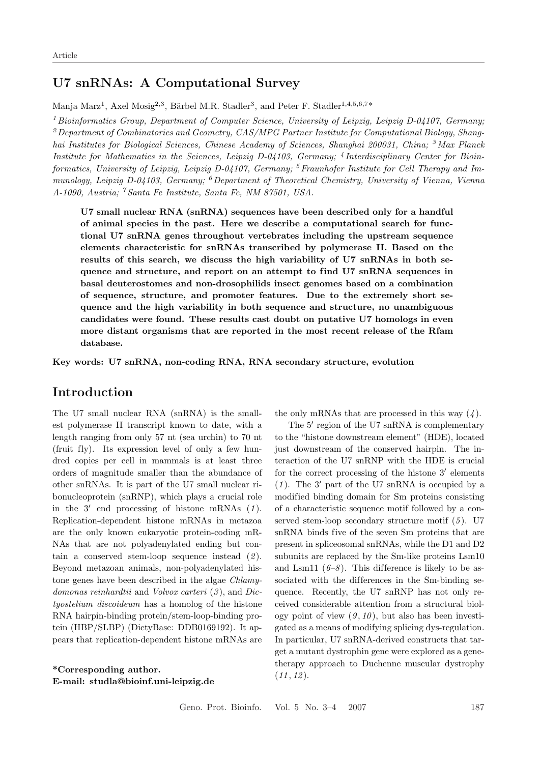Article

# U7 snRNAs: A Computational Survey

Manja Marz[1], Axel Mosig[2,3], Bärbel M.R. Stadler[3], and Peter F. Stadler[1,4,5,6,7]*

[1] *Bioinformatics Group, Department of Computer Science, University of Leipzig, Leipzig D-04107, Germany;* [2] *Department of Combinatorics and Geometry, CAS/MPG Partner Institute for Computational Biology, Shanghai Institutes for Biological Sciences, Chinese Academy of Sciences, Shanghai 200031, China;* [3] *Max Planck Institute for Mathematics in the Sciences, Leipzig D-04103, Germany;* [4] *Interdisciplinary Center for Bioinformatics, University of Leipzig, Leipzig D-04107, Germany;* [5] *Fraunhofer Institute for Cell Therapy and Immunology, Leipzig D-04103, Germany;* [6] *Department of Theoretical Chemistry, University of Vienna, Vienna A-1090, Austria;* [7] *Santa Fe Institute, Santa Fe, NM 87501, USA.*

**U7 small nuclear RNA (snRNA) sequences have been described only for a handful of animal species in the past. Here we describe a computational search for functional U7 snRNA genes throughout vertebrates including the upstream sequence elements characteristic for snRNAs transcribed by polymerase II. Based on the results of this search, we discuss the high variability of U7 snRNAs in both sequence and structure, and report on an attempt to find U7 snRNA sequences in basal deuterostomes and non-drosophilids insect genomes based on a combination of sequence, structure, and promoter features. Due to the extremely short sequence and the high variability in both sequence and structure, no unambiguous candidates were found. These results cast doubt on putative U7 homologs in even more distant organisms that are reported in the most recent release of the Rfam database.**

**Key words: U7 snRNA, non-coding RNA, RNA secondary structure, evolution**

## Introduction

The U7 small nuclear RNA (snRNA) is the smallest polymerase II transcript known to date, with a length ranging from only 57 nt (sea urchin) to 70 nt (fruit fly). Its expression level of only a few hundred copies per cell in mammals is at least three orders of magnitude smaller than the abundance of other snRNAs. It is part of the U7 small nuclear ribonucleoprotein (snRNP), which plays a crucial role in the $3'$ end processing of histone mRNAs (*1*). Replication-dependent histone mRNAs in metazoa are the only known eukaryotic protein-coding mRNAs that are not polyadenylated ending but contain a conserved stem-loop sequence instead (*2*). Beyond metazoan animals, non-polyadenylated histone genes have been described in the algae *Chlamydomonas reinhardtii* and *Volvox carteri* (*3*), and *Dictyostelium discoideum* has a homolog of the histone RNA hairpin-binding protein/stem-loop-binding protein (HBP/SLBP) (DictyBase: DDB0169192). It appears that replication-dependent histone mRNAs are the only mRNAs that are processed in this way (*4*).

The $5'$ region of the U7 snRNA is complementary to the "histone downstream element" (HDE), located just downstream of the conserved hairpin. The interaction of the U7 snRNP with the HDE is crucial for the correct processing of the histone $3'$ elements (*1*). The $3'$ part of the U7 snRNA is occupied by a modified binding domain for Sm proteins consisting of a characteristic sequence motif followed by a conserved stem-loop secondary structure motif (*5*). U7 snRNA binds five of the seven Sm proteins that are present in spliceosomal snRNAs, while the D1 and D2 subunits are replaced by the Sm-like proteins Lsm10 and Lsm11 (*6–8*). This difference is likely to be associated with the differences in the Sm-binding sequence. Recently, the U7 snRNP has not only received considerable attention from a structural biology point of view (*9*, *10*), but also has been investigated as a means of modifying splicing dys-regulation. In particular, U7 snRNA-derived constructs that target a mutant dystrophin gene were explored as a gene-therapy approach to Duchenne muscular dystrophy (*11*, *12*).

**\*Corresponding author.**
**E-mail: studla@bioinf.uni-leipzig.de**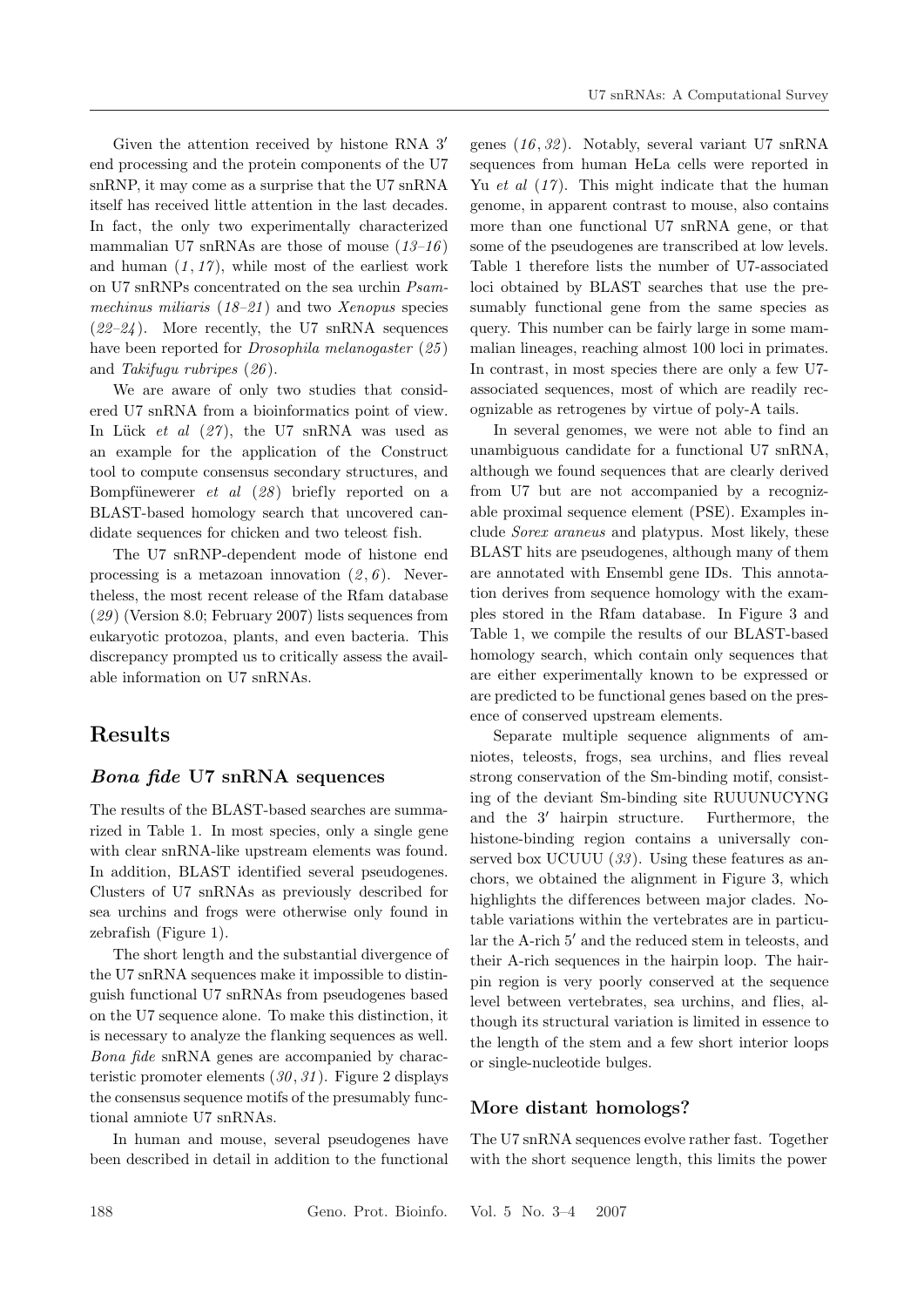Given the attention received by histone RNA 3′ end processing and the protein components of the U7 snRNP, it may come as a surprise that the U7 snRNA itself has received little attention in the last decades. In fact, the only two experimentally characterized mammalian U7 snRNAs are those of mouse (*13–16*) and human (*1*, *17*), while most of the earliest work on U7 snRNPs concentrated on the sea urchin *Psammechinus miliaris* (*18–21*) and two *Xenopus* species (*22–24*). More recently, the U7 snRNA sequences have been reported for *Drosophila melanogaster* (*25*) and *Takifugu rubripes* (*26*).

We are aware of only two studies that considered U7 snRNA from a bioinformatics point of view. In Lück *et al* (*27*), the U7 snRNA was used as an example for the application of the Construct tool to compute consensus secondary structures, and Bompfünewerer *et al* (*28*) briefly reported on a BLAST-based homology search that uncovered candidate sequences for chicken and two teleost fish.

The U7 snRNP-dependent mode of histone end processing is a metazoan innovation (*2*, *6*). Nevertheless, the most recent release of the Rfam database (*29*) (Version 8.0; February 2007) lists sequences from eukaryotic protozoa, plants, and even bacteria. This discrepancy prompted us to critically assess the available information on U7 snRNAs.

## Results

### *Bona fide* U7 snRNA sequences

The results of the BLAST-based searches are summarized in Table 1. In most species, only a single gene with clear snRNA-like upstream elements was found. In addition, BLAST identified several pseudogenes. Clusters of U7 snRNAs as previously described for sea urchins and frogs were otherwise only found in zebrafish (Figure 1).

The short length and the substantial divergence of the U7 snRNA sequences make it impossible to distinguish functional U7 snRNAs from pseudogenes based on the U7 sequence alone. To make this distinction, it is necessary to analyze the flanking sequences as well. *Bona fide* snRNA genes are accompanied by characteristic promoter elements (*30*, *31*). Figure 2 displays the consensus sequence motifs of the presumably functional amniote U7 snRNAs.

In human and mouse, several pseudogenes have been described in detail in addition to the functional genes (*16*, *32*). Notably, several variant U7 snRNA sequences from human HeLa cells were reported in Yu *et al* (*17*). This might indicate that the human genome, in apparent contrast to mouse, also contains more than one functional U7 snRNA gene, or that some of the pseudogenes are transcribed at low levels. Table 1 therefore lists the number of U7-associated loci obtained by BLAST searches that use the presumably functional gene from the same species as query. This number can be fairly large in some mammalian lineages, reaching almost 100 loci in primates. In contrast, in most species there are only a few U7-associated sequences, most of which are readily recognizable as retrogenes by virtue of poly-A tails.

In several genomes, we were not able to find an unambiguous candidate for a functional U7 snRNA, although we found sequences that are clearly derived from U7 but are not accompanied by a recognizable proximal sequence element (PSE). Examples include *Sorex araneus* and platypus. Most likely, these BLAST hits are pseudogenes, although many of them are annotated with Ensembl gene IDs. This annotation derives from sequence homology with the examples stored in the Rfam database. In Figure 3 and Table 1, we compile the results of our BLAST-based homology search, which contain only sequences that are either experimentally known to be expressed or are predicted to be functional genes based on the presence of conserved upstream elements.

Separate multiple sequence alignments of amniotes, teleosts, frogs, sea urchins, and flies reveal strong conservation of the Sm-binding motif, consisting of the deviant Sm-binding site RUUUNUCYNG and the 3′ hairpin structure. Furthermore, the histone-binding region contains a universally conserved box UCUUU (*33*). Using these features as anchors, we obtained the alignment in Figure 3, which highlights the differences between major clades. Notable variations within the vertebrates are in particular the A-rich 5′ and the reduced stem in teleosts, and their A-rich sequences in the hairpin loop. The hairpin region is very poorly conserved at the sequence level between vertebrates, sea urchins, and flies, although its structural variation is limited in essence to the length of the stem and a few short interior loops or single-nucleotide bulges.

### More distant homologs?

The U7 snRNA sequences evolve rather fast. Together with the short sequence length, this limits the power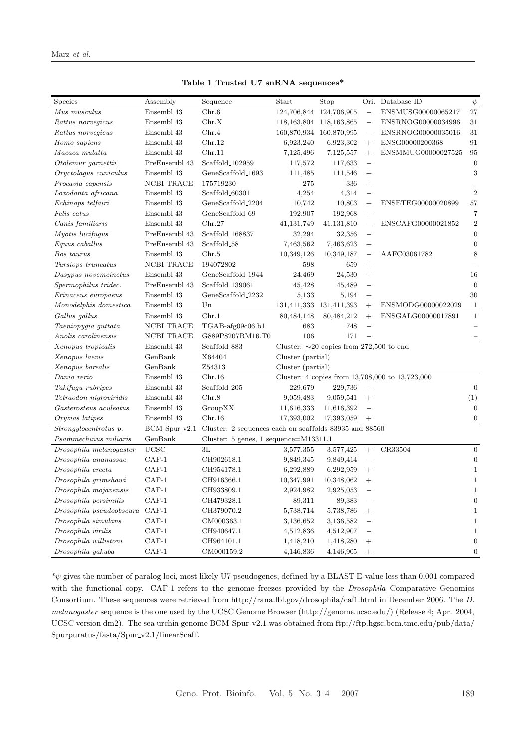**Table 1 Trusted U7 snRNA sequences***

| Species | Assembly | Sequence | Start | Stop | Ori. | Database ID | $\psi$ |
|---|---|---|---|---|---|---|---|
| *Mus musculus* | Ensembl 43 | Chr.6 | 124,706,844 | 124,706,905 | − | ENSMUSG00000065217 | 27 |
| *Rattus norvegicus* | Ensembl 43 | Chr.X | 118,163,804 | 118,163,865 | − | ENSRNOG00000034996 | 31 |
| *Rattus norvegicus* | Ensembl 43 | Chr.4 | 160,870,934 | 160,870,995 | − | ENSRNOG00000035016 | 31 |
| *Homo sapiens* | Ensembl 43 | Chr.12 | 6,923,240 | 6,923,302 | + | ENSG00000200368 | 91 |
| *Macaca mulatta* | Ensembl 43 | Chr.11 | 7,125,496 | 7,125,557 | + | ENSMMUG00000027525 | 95 |
| *Otolemur garnettii* | PreEnsembl 43 | Scaffold_102959 | 117,572 | 117,633 | − | | 0 |
| *Oryctolagus cuniculus* | Ensembl 43 | GeneScaffold_1693 | 111,485 | 111,546 | + | | 3 |
| *Procavia capensis* | NCBI TRACE | 175719230 | 275 | 336 | + | | – |
| *Loxodonta africana* | Ensembl 43 | Scaffold_60301 | 4,254 | 4,314 | − | | 2 |
| *Echinops telfairi* | Ensembl 43 | GeneScaffold_2204 | 10,742 | 10,803 | + | ENSETEG00000020899 | 57 |
| *Felis catus* | Ensembl 43 | GeneScaffold_69 | 192,907 | 192,968 | + | | 7 |
| *Canis familiaris* | Ensembl 43 | Chr.27 | 41,131,749 | 41,131,810 | − | ENSCAFG00000021852 | 2 |
| *Myotis lucifugus* | PreEnsembl 43 | Scaffold_168837 | 32,294 | 32,356 | − | | 0 |
| *Equus caballus* | PreEnsembl 43 | Scaffold_58 | 7,463,562 | 7,463,623 | + | | 0 |
| *Bos taurus* | Ensembl 43 | Chr.5 | 10,349,126 | 10,349,187 | − | AAFC03061782 | 8 |
| *Tursiops truncatus* | NCBI TRACE | 194072802 | 598 | 659 | + | | – |
| *Dasypus novemcinctus* | Ensembl 43 | GeneScaffold_1944 | 24,469 | 24,530 | + | | 16 |
| *Spermophilus tridec.* | PreEnsembl 43 | Scaffold_139061 | 45,428 | 45,489 | − | | 0 |
| *Erinaceus europaeus* | Ensembl 43 | GeneScaffold_2232 | 5,133 | 5,194 | + | | 30 |
| *Monodelphis domestica* | Ensembl 43 | Un | 131,411,333 | 131,411,393 | + | ENSMODG00000022029 | 1 |
| *Gallus gallus* | Ensembl 43 | Chr.1 | 80,484,148 | 80,484,212 | + | ENSGALG00000017891 | 1 |
| *Taeniopygia guttata* | NCBI TRACE | TGAB-afg09c06.b1 | 683 | 748 | − | | – |
| *Anolis carolinensis* | NCBI TRACE | G889P8207RM16.T0 | 106 | 171 | − | | – |
| *Xenopus tropicalis* | Ensembl 43 | Scaffold_883 | Cluster: ∼20 copies from 272,500 to end | | | | |
| *Xenopus laevis* | GenBank | X64404 | Cluster (partial) | | | | |
| *Xenopus borealis* | GenBank | Z54313 | Cluster (partial) | | | | |
| *Danio rerio* | Ensembl 43 | Chr.16 | Cluster: 4 copies from 13,708,000 to 13,723,000 | | | | |
| *Takifugu rubripes* | Ensembl 43 | Scaffold_205 | 229,679 | 229,736 | + | | 0 |
| *Tetraodon nigroviridis* | Ensembl 43 | Chr.8 | 9,059,483 | 9,059,541 | + | | (1) |
| *Gasterosteus aculeatus* | Ensembl 43 | GroupXX | 11,616,333 | 11,616,392 | − | | 0 |
| *Oryzias latipes* | Ensembl 43 | Chr.16 | 17,393,002 | 17,393,059 | + | | 0 |
| *Strongylocentrotus p.* | BCM_Spur_v2.1 | Cluster: 2 sequences each on scaffolds 83935 and 88560 | | | | | |
| *Psammechinus miliaris* | GenBank | Cluster: 5 genes, 1 sequence=M13311.1 | | | | | |
| *Drosophila melanogaster* | UCSC | 3L | 3,577,355 | 3,577,425 | + | CR33504 | 0 |
| *Drosophila ananassae* | CAF-1 | CH902618.1 | 9,849,345 | 9,849,414 | − | | 0 |
| *Drosophila erecta* | CAF-1 | CH954178.1 | 6,292,889 | 6,292,959 | + | | 1 |
| *Drosophila grimshawi* | CAF-1 | CH916366.1 | 10,347,991 | 10,348,062 | + | | 1 |
| *Drosophila mojavensis* | CAF-1 | CH933809.1 | 2,924,982 | 2,925,053 | − | | 1 |
| *Drosophila persimilis* | CAF-1 | CH479328.1 | 89,311 | 89,383 | − | | 0 |
| *Drosophila pseudoobscura* | CAF-1 | CH379070.2 | 5,738,714 | 5,738,786 | + | | 1 |
| *Drosophila simulans* | CAF-1 | CM000363.1 | 3,136,652 | 3,136,582 | − | | 1 |
| *Drosophila virilis* | CAF-1 | CH940647.1 | 4,512,836 | 4,512,907 | − | | 1 |
| *Drosophila willistoni* | CAF-1 | CH964101.1 | 1,418,210 | 1,418,280 | + | | 0 |
| *Drosophila yakuba* | CAF-1 | CM000159.2 | 4,146,836 | 4,146,905 | + | | 0 |

*$\psi$ gives the number of paralog loci, most likely U7 pseudogenes, defined by a BLAST E-value less than 0.001 compared with the functional copy. CAF-1 refers to the genome freezes provided by the *Drosophila* Comparative Genomics Consortium. These sequences were retrieved from http://rana.lbl.gov/drosophila/caf1.html in December 2006. The *D. melanogaster* sequence is the one used by the UCSC Genome Browser (http://genome.ucsc.edu/) (Release 4; Apr. 2004, UCSC version dm2). The sea urchin genome BCM_Spur_v2.1 was obtained from ftp://ftp.hgsc.bcm.tmc.edu/pub/data/Spurpuratus/fasta/Spur_v2.1/linearScaff.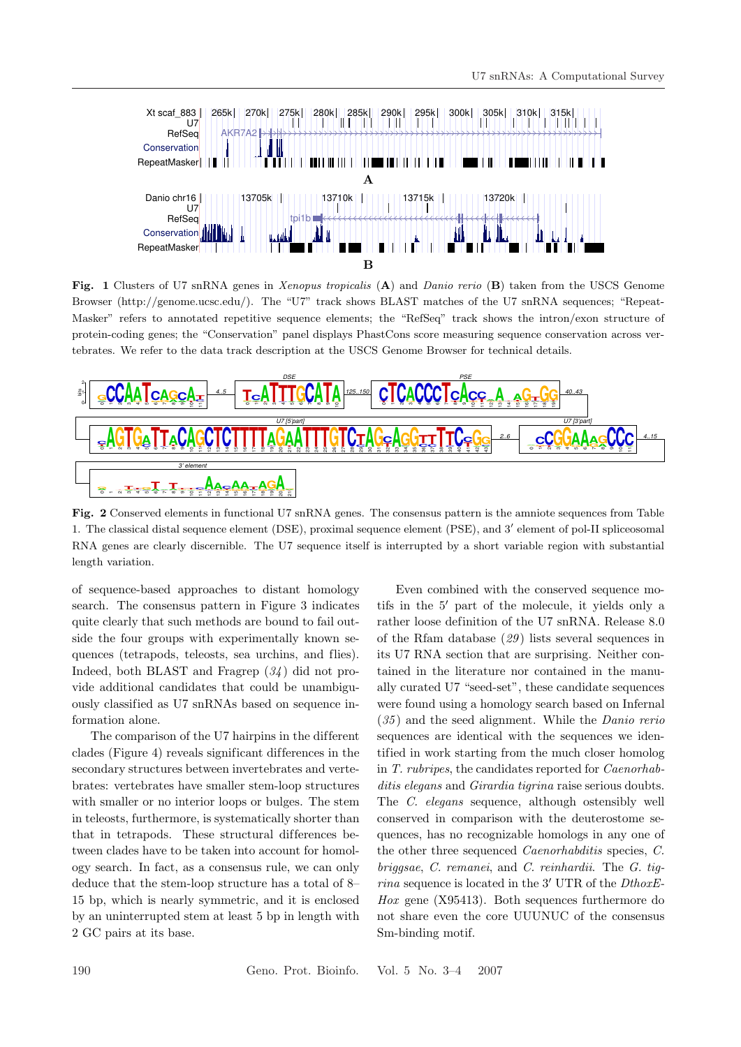**Fig. 1** Clusters of U7 snRNA genes in *Xenopus tropicalis* (**A**) and *Danio rerio* (**B**) taken from the USCS Genome Browser (http://genome.ucsc.edu/). The "U7" track shows BLAST matches of the U7 snRNA sequences; "RepeatMasker" refers to annotated repetitive sequence elements; the "RefSeq" track shows the intron/exon structure of protein-coding genes; the "Conservation" panel displays PhastCons score measuring sequence conservation across vertebrates. We refer to the data track description at the USCS Genome Browser for technical details.

**Fig. 2** Conserved elements in functional U7 snRNA genes. The consensus pattern is the amniote sequences from Table 1. The classical distal sequence element (DSE), proximal sequence element (PSE), and 3′ element of pol-II spliceosomal RNA genes are clearly discernible. The U7 sequence itself is interrupted by a short variable region with substantial length variation.

of sequence-based approaches to distant homology search. The consensus pattern in Figure 3 indicates quite clearly that such methods are bound to fail outside the four groups with experimentally known sequences (tetrapods, teleosts, sea urchins, and flies). Indeed, both BLAST and Fragrep (*34*) did not provide additional candidates that could be unambiguously classified as U7 snRNAs based on sequence information alone.

The comparison of the U7 hairpins in the different clades (Figure 4) reveals significant differences in the secondary structures between invertebrates and vertebrates: vertebrates have smaller stem-loop structures with smaller or no interior loops or bulges. The stem in teleosts, furthermore, is systematically shorter than that in tetrapods. These structural differences between clades have to be taken into account for homology search. In fact, as a consensus rule, we can only deduce that the stem-loop structure has a total of 8–15 bp, which is nearly symmetric, and it is enclosed by an uninterrupted stem at least 5 bp in length with 2 GC pairs at its base.

Even combined with the conserved sequence motifs in the 5′ part of the molecule, it yields only a rather loose definition of the U7 snRNA. Release 8.0 of the Rfam database (*29*) lists several sequences in its U7 RNA section that are surprising. Neither contained in the literature nor contained in the manually curated U7 "seed-set", these candidate sequences were found using a homology search based on Infernal (*35*) and the seed alignment. While the *Danio rerio* sequences are identical with the sequences we identified in work starting from the much closer homolog in *T. rubripes*, the candidates reported for *Caenorhabditis elegans* and *Girardia tigrina* raise serious doubts. The *C. elegans* sequence, although ostensibly well conserved in comparison with the deuterostome sequences, has no recognizable homologs in any one of the other three sequenced *Caenorhabditis* species, *C. briggsae*, *C. remanei*, and *C. reinhardii*. The *G. tigrina* sequence is located in the 3′ UTR of the *DthoxE-Hox* gene (X95413). Both sequences furthermore do not share even the core UUUNUC of the consensus Sm-binding motif.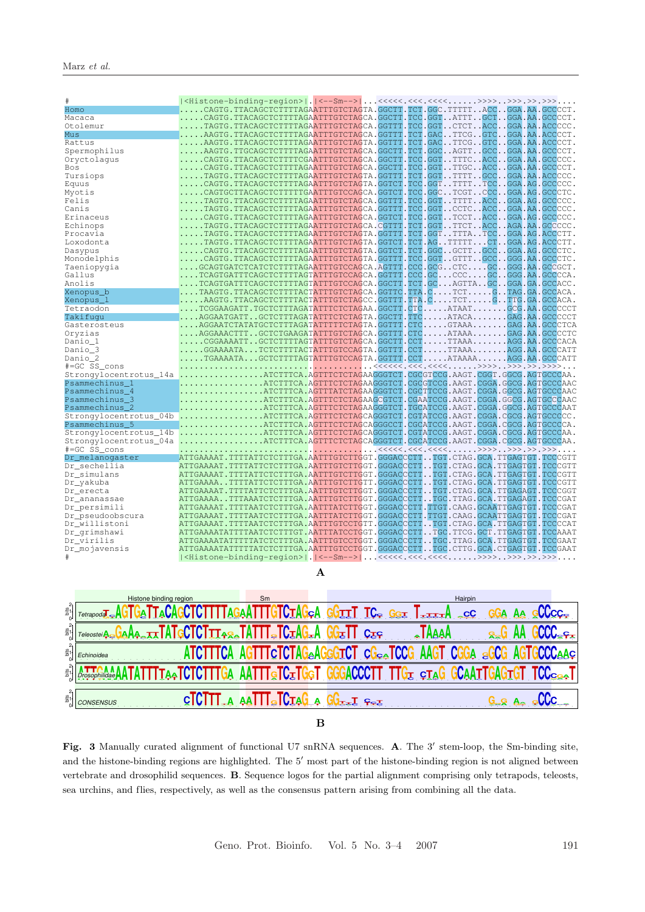```
#                        |<Histone-binding-region>|.|<--Sm-->|...<<<<<.<<<.<<<<......>>>>..>>>.>>.>>>....
Homo                     .....CAGTG.TTACAGCTCTTTTAGAATTTGTCTAGTA.GGCTT.TCT.GGC.TTTTT..ACC..GGA.AA.GCCCCT.
Macaca                   .....CAGTG.TTACAGCTCTTTTAGAATTTGTCTAGCA.GGCTT.TCC.GGT..ATTT..GCT..GGA.AA.GCCCCT.
Otolemur                 .....TAGTG.TTACAGCTCTTTTAGAATTTGTCTAGCA.GGTTT.TCC.GGT..CTCT..ACC..GGA.AA.ACCCCC.
Mus                      .....AAGTG.TTACAGCTCTTTTAGAATTTGTCTAGCA.GGTTT.TCT.GAC..TTCG..GTC..GGA.AA.ACCCCT.
Rattus                   .....AAGTG.TTACAGCTCTTTTAGAATTTGTCTAGTA.GGTTT.TCT.GAC..TTCG..GTC..GGA.AA.ACCCCT.
Spermophilus             .....AAGTG.TTGCAGCTCTTTTAGAATTTGTCTAGCA.GGCTT.TCT.GGC..AGTT..GCC..GGA.AA.GCCCCT.
Oryctolagus              .....CAGTG.TTACAGCTCTTTTCGAATTTGTCTAGCA.GGTTT.TCC.GGT..TTTC..ACC..GGA.AA.GCCCCC.
Bos                      .....CAGTG.TTACAGCTCTTTTAGAATTTGTCTAGCA.GGCTT.TCC.GGT..TTGC..ACC..GGA.AA.GCCCCT.
Tursiops                 .....TAGTG.TTACAGCTCTTTTAGAATTTGTCTAGTA.GGTTT.TCT.GGT..TTTT..ACC..GGA.AA.ACCCCC.
Equus                    .....CAGTG.TTACAGCTCTTTTAGAATTTGTCTAGTA.GGTCT.TCC.GGT..TTTT..TCC..GGA.AG.GCCCCC.
Myotis                   .....CAGTGCTTACAGCTCTTTTTGAATTTGTCCAGCA.GGTCT.TCC.GGC..TCGT..CCC..GGA.AG.GCCCTC.
Felis                    .....TAGTG.TTACAGCTCTTTTAGAATTTGTCTAGCA.GGTTT.TCC.GGT..TTTT..ACC..GGA.AG.GCCCCC.
Canis                    .....TAGTG.TTACAGCTCTTTTAGAATTTGTCTAGCA.GGTTT.TCC.GGT..CCTC..ACC..GGA.AA.GCCCCC.
Erinaceus                .....CAGTG.TTACAGCTCTTTTAGAATTTGTCTAGCA.GGTCT.TCC.GGT..TCCT..ACC..GGA.AG.GCCCCC.
Echinops                 .....TAGTG.TTACAGCTCTTTTAGAATTTGTCTAGCA.CGTTT.TCT.GGT..TTCT..ACC..AGA.AA.GCCCCC.
Procavia                 .....TAGTG.TTACAGCTCTTTTAGAATTTGTCTAGTA.GGTTT.TCT.GGT..TTTA..TCC..GGA.AG.ACCCTT.
Loxodonta                .....TAGTG.TTACAGCTCTTTTAGAATTTGTCTAGTA.GGTCT.TCT.AG..TTTTT...CT..GGA.AG.ACCCTT.
Dasypus                  .....CAGTG.TTACAGCTCTTTTAGAATTTGTCTAGTA.GGTCT.TCT.GGC..GCTT..GCC..GGA.AG.GCCCTC.
Monodelphis              .....CAGTG.TTACAGCTCTTTTAGAATTTGTCTAGTA.GGTTT.TCC.GGT..GTTT..GCC..GGG.AA.GCCCTC.
Taeniopygia              ....GCAGTGATCTCATCTCTTTTAGAATTTGTCCAGCA.AGTTT.CCC.GCG..CTC....GC..GGG.AA.GCCGCT.
Gallus                   ....TCAGTGATTTCAGCTCTTTTAGTATTTGTCCAGCA.GGTTT.CCC.GC...CCC....GC..GGG.AA.GCCCCA.
Anolis                   ....TCAGTGATTTCAGCTCTTTTAGAATTTGTCCAGCA.GGCTT.TCT.GC...AGTTA..GC..GGA.GA.GCCACC.
Xenopus_b                ....TAAGTG.TTACAGCTCTTTTACTATTTGTCTAGCA.GGTTC.TTA.C....TCT.....G..TAG.GA.GCCACA.
Xenopus_l                .....AAGTG.TTACAGCTCTTTTACTATTTGTCTAGCC.GGTTT.TTA.C....TCT.....G..TTG.GA.GCCACA.
Tetraodon                ....TCGGAAGATT.TGCTCTTTAGATATTTCTCTAGAA.GGCTT.CTC.....ATAAT.......GCG.AA.GCCCCCT
Takifugu                 ....AGGAATGATT..GCTCTTTAGATATTTCTCTAGTA.GGCTT.TTC.....ATACA.......GAG.AA.GCCCCCT
Gasterosteus             ....AGGAATCTATATGCTCTTTAGATATTTTTCTAGTA.GGCTT.CTC.....GTAAA.......GAG.AA.GCCCTCA
Oryzias                  ....AGGAAACTTT..GCTCTGAAGATATTTGTCTAGCA.GGTTT.CTC.....ATAAA.......GAG.AA.GCCCCTC
Danio_1                  .....CGGAAAATT..GCTCTTTTAGTATTTGTCTAGCA.GGCTT.CCT.....TTAAA.......AGG.AA.GCCCACA
Danio_3                  .....GGAAAATA...TCTCTTTTACTATTTGTCCAGTA.GGTTT.CCT.....TTAAA.......AGG.AA.GCCCATT
Danio_2                  .....TGAAAATA...GCTCTTTTAGTATTTGTCCAGTA.GGTTT.CCT.....ATAAAA......AGG.AA.GCCCATT
#=GC SS_cons             .......................................<<<<<.<<<.<<<<.....>>>>..>>>.>>.>>>>...
Strongylocentrotus_14a   ................ATCTTTCA.AGTTTCTCTAGAAGGGTCT.CGCGTCCG.AAGT.CGGT.GGCG.AGTGCCCAA.
Psammechinus_1           ................ATCTTTCA.AGTTTCTCTAGAAGGGTCT.CGCGTCCG.AAGT.CGGA.GGCG.AGTGCCCAAC
Psammechinus_4           ................ATCTTTCA.AGTTTATCTAGAAGGGTCT.CGCTTCCG.AAGT.CGGA.GGCG.AGTGCCCAAC
Psammechinus_3           ................ATCTTTCA.AGTTTCTCTAGAAGCGTCT.CGAATCCG.AAGT.CGGA.GGCG.AGTGCCCAAC
Psammechinus_2           ................ATCTTTCA.AGTTTCTCTAGAAGGGTCT.TGCATCCG.AAGT.CGGA.GGCG.AGTGCCCAAT
Strongylocentrotus_04b   ................ATCTTTCA.AGTTTCTCTAGCAGGGTCT.CGTATCCG.AAGT.CGGA.CGCG.AGTGCCCCC.
Psammechinus_5           ................ATCTTTCA.AGTTTCTCTAGCAGGGCCT.CGCATCCG.AAGT.CGGA.CGCG.AGTGCCCCA.
Strongylocentrotus_14b   ................ATCTTTCA.AGTTTCTCTAGCAGGGTCT.CGTATCCG.AAGT.CGGA.CGCG.AGTGCCCAA.
Strongylocentrotus_04a   ................ATCTTTCA.AGTTTCTCTAGCAGGGTCT.CGCATCCG.AAGT.CGGA.CGCG.AGTGCCCAA.
#=GC SS_cons             .......................................<<<<<.<<<.<<<<......>>>>..>>>.>>.>>>....
Dr_melanogaster          ATTGAAAAT.TTTTATTCTCTTTGA.AATTTGTCTTGGT.GGGACCCTT..TGT.CTAG.GCA.TTGAGTGT.TCCCGTT
Dr_sechellia             ATTGAAAAT.TTTTATTCTCTTTGA.AATTTGTCTTGGT.GGGACCCTT..TGT.CTAG.GCA.TTGAGTGT.TCCCGTT
Dr_simulans              ATTGAAAAT.TTTTATTCTCTTTGA.AATTTGTCTTGGT.GGGACCCTT..TGT.CTAG.GCA.TTGAGTGT.TCCCGTT
Dr_yakuba                ATTGAAAA..TTTTATTCTCTTTGA.AATTTGTCTTGTT.GGGACCCTT..TGT.CTAG.GCA.TTGAGTGT.TCCCGTT
Dr_erecta                ATTGAAAAT.TTTTATTCTCTTTGA.AATTTGTCTTGGT.GGGACCCTT..TGT.CTAG.GCA.TTGAGAGT.TCCCGGT
Dr_ananassae             ATTGAAAA..TTTAAATCTCTTTGA.AATTTGTCTTGGT.GGGACCCTT..TGC.TTAG.GCA.TTGAGAGT.TCCCGAT
Dr_persimili             ATTGAAAAT.TTTTAATCTCTTTGA.AATTTGTCTTGGT.GGGACCCTT.TTGT.CAAG.GCAATTGAGTGT.TCCCGAT
Dr_pseudoobscura         ATTGAAAAT.TTTTAATCTCTTTGA.AATTTATCTTGGT.GGGACCCTT.TTGT.CAAG.GCAATTGAGTGT.TCCCGAT
Dr_willistoni            ATTGAAAAT.TTTTAATCTCTTTGA.AATTTGTCCTCTT.GGGACCCTT..TGT.CTAG.GCA.TTGAGTGT.TCCCCAT
Dr_grimshawi             ATTGAAAATATTTTAATCTCTTTGT.AATTATCCTGGT.GGGACCCTT..TGC.TTCG.GCT.TTGAGTGT.TCCAAAT
Dr_virilis               ATTGAAAATATTTTTATCTCTTTGA.AATTTGTCCTGGT.GGGACCCTT..TGC.TTAG.GCA.TTGAGTGT.TCCGAAT
Dr_mojavensis            ATTGAAAATATTTTTATCTCTTTGA.AATTTGTCCTGGT.GGGACCCTT..TGC.CTTG.GCA.CTGAGTGT.TCCGAAT
#                        |<Histone-binding-region>|.|<--Sm-->|...<<<<<.<<<.<<<<......>>>>..>>>.>>.>>>....
```

**A**

Histone binding region | Sm | Hairpin

Tetrapoda · Teleostei · Echinoidea · Drosophilidae · CONSENSUS

**B**

**Fig. 3** Manually curated alignment of functional U7 snRNA sequences. **A**. The 3′ stem-loop, the Sm-binding site, and the histone-binding regions are highlighted. The 5′ most part of the histone-binding region is not aligned between vertebrate and drosophilid sequences. **B**. Sequence logos for the partial alignment comprising only tetrapods, teleosts, sea urchins, and flies, respectively, as well as the consensus pattern arising from combining all the data.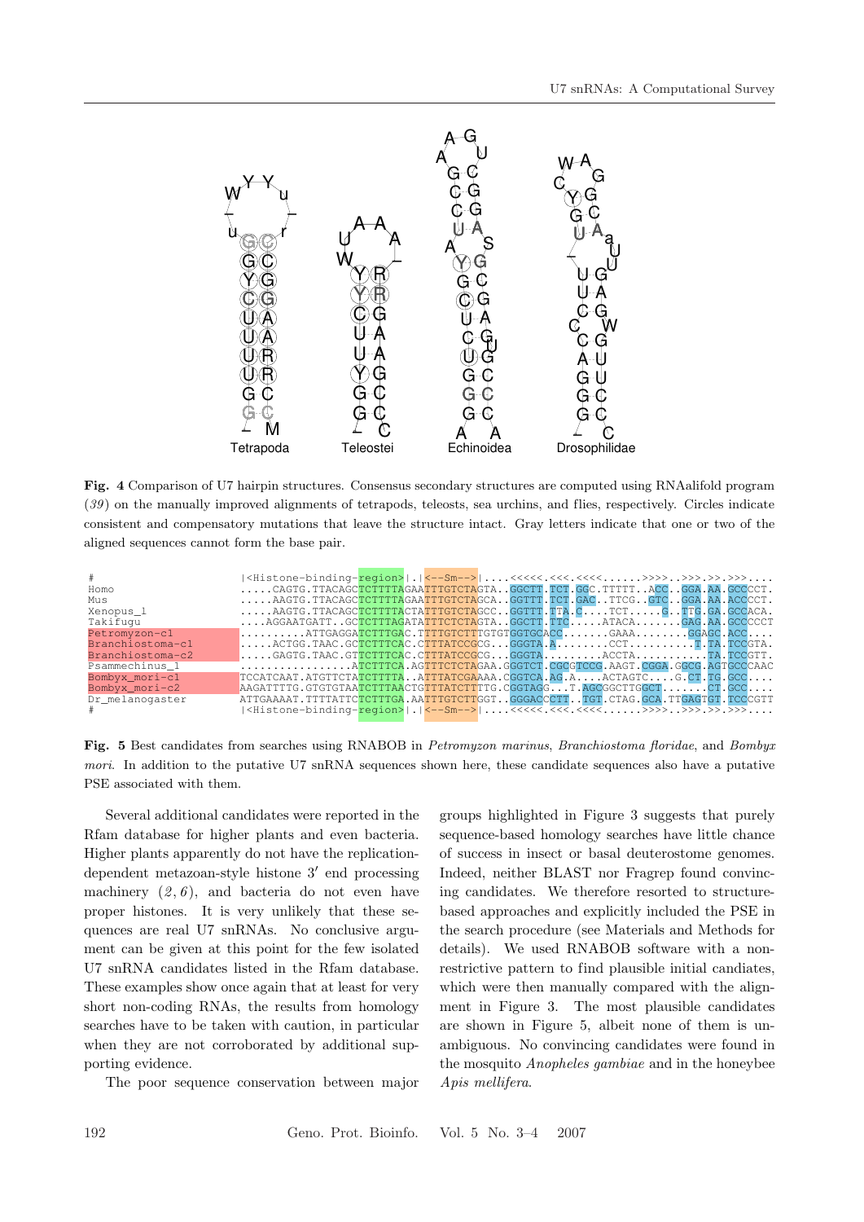**Fig. 4** Comparison of U7 hairpin structures. Consensus secondary structures are computed using RNAalifold program (*39*) on the manually improved alignments of tetrapods, teleosts, sea urchins, and flies, respectively. Circles indicate consistent and compensatory mutations that leave the structure intact. Gray letters indicate that one or two of the aligned sequences cannot form the base pair.

```
#                    |<Histone-binding-region>|.|<--Sm-->|....<<<<<.<<<.<<<<......>>>>..>>>.>>.>>>....
Homo                 .....CAGTG.TTACAGCTCTTTTAGAATTTGTCTAGTA..GGCTT.TCT.GGC.TTTTT..ACC..GGA.AA.GCCCCT.
Mus                  .....AAGTG.TTACAGCTCTTTTAGAATTTGTCTAGCA..GGTTT.TCT.GAC..TTCG..GTC..GGA.AA.ACCCCT.
Xenopus_l            .....AAGTG.TTACAGCTCTTTTACTATTTGTCTAGCC..GGTTT.TTA.C....TCT.....G..TTG.GA.GCCACA.
Takifugu             ....AGGAATGATT..GCTCTTTAGATATTTCTCTAGTA..GGCTT.TTC.....ATACA.......GAG.AA.GCCCCCT
Petromyzon-c1        .........ATTGAGGATCTTTGAC.TTTTGTCTTTGTGTGGTGCACC.......GAAA........GGAGC.ACC....
Branchiostoma-c1     .....ACTGG.TAAC.GCTCTTTCAC.CTTTATCCGCG...GGGTA.A........CCT..........T.TA.TCCGTA.
Branchiostoma-c2     .....GAGTG.TAAC.GTTCTTTCAC.CTTTATCCGCG...GGGTA.........ACCTA...........TA.TCCGTT.
Psammechinus_l       ................ATCTTTCA.AGTTTCTCTAGAA.GGGTCT.CGCGTCCG.AAGT.CGGA.GGCG.AGTGCCCAAC
Bombyx_mori-c1       TCCATCAAT.ATGTTCTATCTTTTA..ATTTATCGAAAA.CGGTCA.AG.A....ACTAGTC....G.CT.TG.GCC....
Bombyx_mori-c2       AAGATTTTG.GTGTGTAATCTTTAACTGTTTTATCTTTTG.CGGTAGG...T.AGCGGCTTGGCT.......CT.GCC....
Dr_melanogaster      ATTGAAAAT.TTTTATTCTCTTTGA.AATTTGTCTTGGT..GGGACCCTT..TGT.CTAG.GCA.TTGAGTGT.TCCCGTT
#                    |<Histone-binding-region>|.|<--Sm-->|....<<<<<.<<<.<<<<......>>>>..>>>.>>.>>>....
```

**Fig. 5** Best candidates from searches using RNABOB in *Petromyzon marinus*, *Branchiostoma floridae*, and *Bombyx mori*. In addition to the putative U7 snRNA sequences shown here, these candidate sequences also have a putative PSE associated with them.

Several additional candidates were reported in the Rfam database for higher plants and even bacteria. Higher plants apparently do not have the replication-dependent metazoan-style histone 3′ end processing machinery (*2*, *6*), and bacteria do not even have proper histones. It is very unlikely that these sequences are real U7 snRNAs. No conclusive argument can be given at this point for the few isolated U7 snRNA candidates listed in the Rfam database. These examples show once again that at least for very short non-coding RNAs, the results from homology searches have to be taken with caution, in particular when they are not corroborated by additional supporting evidence.

The poor sequence conservation between major groups highlighted in Figure 3 suggests that purely sequence-based homology searches have little chance of success in insect or basal deuterostome genomes. Indeed, neither BLAST nor Fragrep found convincing candidates. We therefore resorted to structure-based approaches and explicitly included the PSE in the search procedure (see Materials and Methods for details). We used RNABOB software with a non-restrictive pattern to find plausible initial candiates, which were then manually compared with the alignment in Figure 3. The most plausible candidates are shown in Figure 5, albeit none of them is unambiguous. No convincing candidates were found in the mosquito *Anopheles gambiae* and in the honeybee *Apis mellifera*.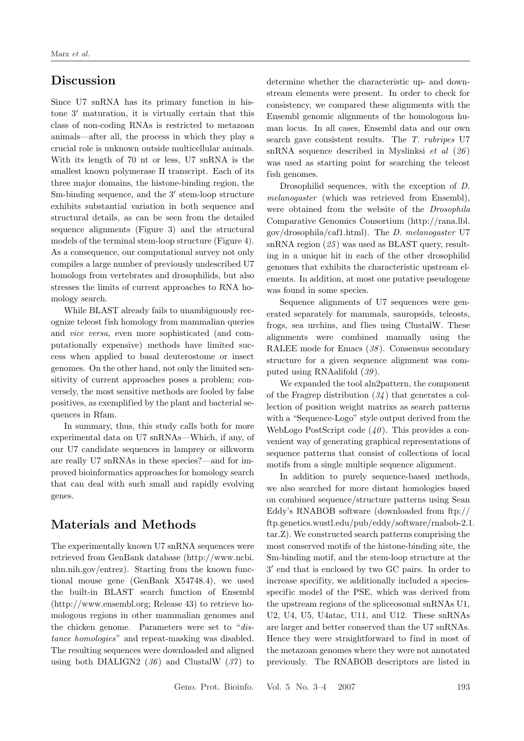## Discussion

Since U7 snRNA has its primary function in histone 3′ maturation, it is virtually certain that this class of non-coding RNAs is restricted to metazoan animals—after all, the process in which they play a crucial role is unknown outside multicellular animals. With its length of 70 nt or less, U7 snRNA is the smallest known polymerase II transcript. Each of its three major domains, the histone-binding region, the Sm-binding sequence, and the 3′ stem-loop structure exhibits substantial variation in both sequence and structural details, as can be seen from the detailed sequence alignments (Figure 3) and the structural models of the terminal stem-loop structure (Figure 4). As a consequence, our computational survey not only compiles a large number of previously undescribed U7 homologs from vertebrates and drosophilids, but also stresses the limits of current approaches to RNA homology search.

While BLAST already fails to unambiguously recognize teleost fish homology from mammalian queries and *vice versa*, even more sophisticated (and computationally expensive) methods have limited success when applied to basal deuterostome or insect genomes. On the other hand, not only the limited sensitivity of current approaches poses a problem; conversely, the most sensitive methods are fooled by false positives, as exemplified by the plant and bacterial sequences in Rfam.

In summary, thus, this study calls both for more experimental data on U7 snRNAs—Which, if any, of our U7 candidate sequences in lamprey or silkworm are really U7 snRNAs in these species?—and for improved bioinformatics approaches for homology search that can deal with such small and rapidly evolving genes.

## Materials and Methods

The experimentally known U7 snRNA sequences were retrieved from GenBank database (http://www.ncbi.nlm.nih.gov/entrez). Starting from the known functional mouse gene (GenBank X54748.4), we used the built-in BLAST search function of Ensembl (http://www.ensembl.org; Release 43) to retrieve homologous regions in other mammalian genomes and the chicken genome. Parameters were set to "*distance homologies*" and repeat-masking was disabled. The resulting sequences were downloaded and aligned using both DIALIGN2 (*36*) and ClustalW (*37*) to determine whether the characteristic up- and downstream elements were present. In order to check for consistency, we compared these alignments with the Ensembl genomic alignments of the homologous human locus. In all cases, Ensembl data and our own search gave consistent results. The *T. rubripes* U7 snRNA sequence described in Myslinksi *et al* (*26*) was used as starting point for searching the teleost fish genomes.

Drosophilid sequences, with the exception of *D. melanogaster* (which was retrieved from Ensembl), were obtained from the website of the *Drosophila* Comparative Genomics Consortium (http://rana.lbl.gov/drosophila/caf1.html). The *D. melanogaster* U7 snRNA region (*25*) was used as BLAST query, resulting in a unique hit in each of the other drosophilid genomes that exhibits the characteristic upstream elements. In addition, at most one putative pseudogene was found in some species.

Sequence alignments of U7 sequences were generated separately for mammals, sauropsids, teleosts, frogs, sea urchins, and flies using ClustalW. These alignments were combined manually using the RALEE mode for Emacs (*38*). Consensus secondary structure for a given sequence alignment was computed using RNAalifold (*39*).

We expanded the tool aln2pattern, the component of the Fragrep distribution (*34*) that generates a collection of position weight matrixs as search patterns with a "Sequence-Logo" style output derived from the WebLogo PostScript code (*40*). This provides a convenient way of generating graphical representations of sequence patterns that consist of collections of local motifs from a single multiple sequence alignment.

In addition to purely sequence-based methods, we also searched for more distant homologies based on combined sequence/structure patterns using Sean Eddy's RNABOB software (downloaded from ftp://ftp.genetics.wustl.edu/pub/eddy/software/rnabob-2.1.tar.Z). We constructed search patterns comprising the most conserved motifs of the histone-binding site, the Sm-binding motif, and the stem-loop structure at the 3′ end that is enclosed by two GC pairs. In order to increase specifity, we additionally included a species-specific model of the PSE, which was derived from the upstream regions of the spliceosomal snRNAs U1, U2, U4, U5, U4atac, U11, and U12. These snRNAs are larger and better conserved than the U7 snRNAs. Hence they were straightforward to find in most of the metazoan genomes where they were not annotated previously. The RNABOB descriptors are listed in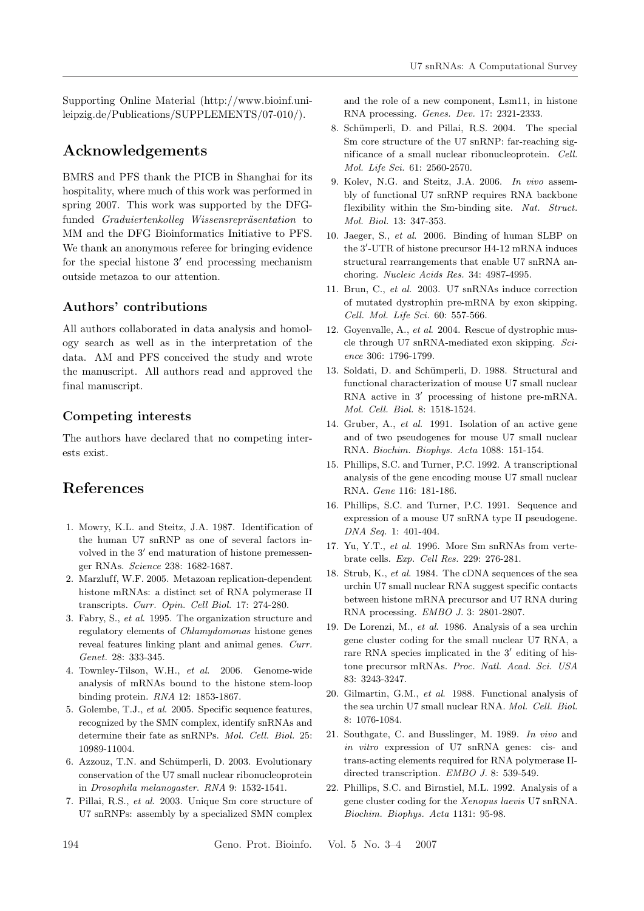Supporting Online Material (http://www.bioinf.uni-leipzig.de/Publications/SUPPLEMENTS/07-010/).

## Acknowledgements

BMRS and PFS thank the PICB in Shanghai for its hospitality, where much of this work was performed in spring 2007. This work was supported by the DFG-funded *Graduiertenkolleg Wissensrepräsentation* to MM and the DFG Bioinformatics Initiative to PFS. We thank an anonymous referee for bringing evidence for the special histone 3′ end processing mechanism outside metazoa to our attention.

### Authors' contributions

All authors collaborated in data analysis and homology search as well as in the interpretation of the data. AM and PFS conceived the study and wrote the manuscript. All authors read and approved the final manuscript.

### Competing interests

The authors have declared that no competing interests exist.

## References

1. Mowry, K.L. and Steitz, J.A. 1987. Identification of the human U7 snRNP as one of several factors involved in the 3′ end maturation of histone premessenger RNAs. *Science* 238: 1682-1687.
2. Marzluff, W.F. 2005. Metazoan replication-dependent histone mRNAs: a distinct set of RNA polymerase II transcripts. *Curr. Opin. Cell Biol.* 17: 274-280.
3. Fabry, S., *et al*. 1995. The organization structure and regulatory elements of *Chlamydomonas* histone genes reveal features linking plant and animal genes. *Curr. Genet.* 28: 333-345.
4. Townley-Tilson, W.H., *et al*. 2006. Genome-wide analysis of mRNAs bound to the histone stem-loop binding protein. *RNA* 12: 1853-1867.
5. Golembe, T.J., *et al*. 2005. Specific sequence features, recognized by the SMN complex, identify snRNAs and determine their fate as snRNPs. *Mol. Cell. Biol.* 25: 10989-11004.
6. Azzouz, T.N. and Schümperli, D. 2003. Evolutionary conservation of the U7 small nuclear ribonucleoprotein in *Drosophila melanogaster*. *RNA* 9: 1532-1541.
7. Pillai, R.S., *et al*. 2003. Unique Sm core structure of U7 snRNPs: assembly by a specialized SMN complex and the role of a new component, Lsm11, in histone RNA processing. *Genes. Dev.* 17: 2321-2333.
8. Schümperli, D. and Pillai, R.S. 2004. The special Sm core structure of the U7 snRNP: far-reaching significance of a small nuclear ribonucleoprotein. *Cell. Mol. Life Sci.* 61: 2560-2570.
9. Kolev, N.G. and Steitz, J.A. 2006. *In vivo* assembly of functional U7 snRNP requires RNA backbone flexibility within the Sm-binding site. *Nat. Struct. Mol. Biol.* 13: 347-353.
10. Jaeger, S., *et al*. 2006. Binding of human SLBP on the 3′-UTR of histone precursor H4-12 mRNA induces structural rearrangements that enable U7 snRNA anchoring. *Nucleic Acids Res.* 34: 4987-4995.
11. Brun, C., *et al*. 2003. U7 snRNAs induce correction of mutated dystrophin pre-mRNA by exon skipping. *Cell. Mol. Life Sci.* 60: 557-566.
12. Goyenvalle, A., *et al*. 2004. Rescue of dystrophic muscle through U7 snRNA-mediated exon skipping. *Science* 306: 1796-1799.
13. Soldati, D. and Schümperli, D. 1988. Structural and functional characterization of mouse U7 small nuclear RNA active in 3′ processing of histone pre-mRNA. *Mol. Cell. Biol.* 8: 1518-1524.
14. Gruber, A., *et al*. 1991. Isolation of an active gene and of two pseudogenes for mouse U7 small nuclear RNA. *Biochim. Biophys. Acta* 1088: 151-154.
15. Phillips, S.C. and Turner, P.C. 1992. A transcriptional analysis of the gene encoding mouse U7 small nuclear RNA. *Gene* 116: 181-186.
16. Phillips, S.C. and Turner, P.C. 1991. Sequence and expression of a mouse U7 snRNA type II pseudogene. *DNA Seq.* 1: 401-404.
17. Yu, Y.T., *et al*. 1996. More Sm snRNAs from vertebrate cells. *Exp. Cell Res.* 229: 276-281.
18. Strub, K., *et al*. 1984. The cDNA sequences of the sea urchin U7 small nuclear RNA suggest specific contacts between histone mRNA precursor and U7 RNA during RNA processing. *EMBO J.* 3: 2801-2807.
19. De Lorenzi, M., *et al*. 1986. Analysis of a sea urchin gene cluster coding for the small nuclear U7 RNA, a rare RNA species implicated in the 3′ editing of histone precursor mRNAs. *Proc. Natl. Acad. Sci. USA* 83: 3243-3247.
20. Gilmartin, G.M., *et al*. 1988. Functional analysis of the sea urchin U7 small nuclear RNA. *Mol. Cell. Biol.* 8: 1076-1084.
21. Southgate, C. and Busslinger, M. 1989. *In vivo* and *in vitro* expression of U7 snRNA genes: cis- and trans-acting elements required for RNA polymerase II-directed transcription. *EMBO J.* 8: 539-549.
22. Phillips, S.C. and Birnstiel, M.L. 1992. Analysis of a gene cluster coding for the *Xenopus laevis* U7 snRNA. *Biochim. Biophys. Acta* 1131: 95-98.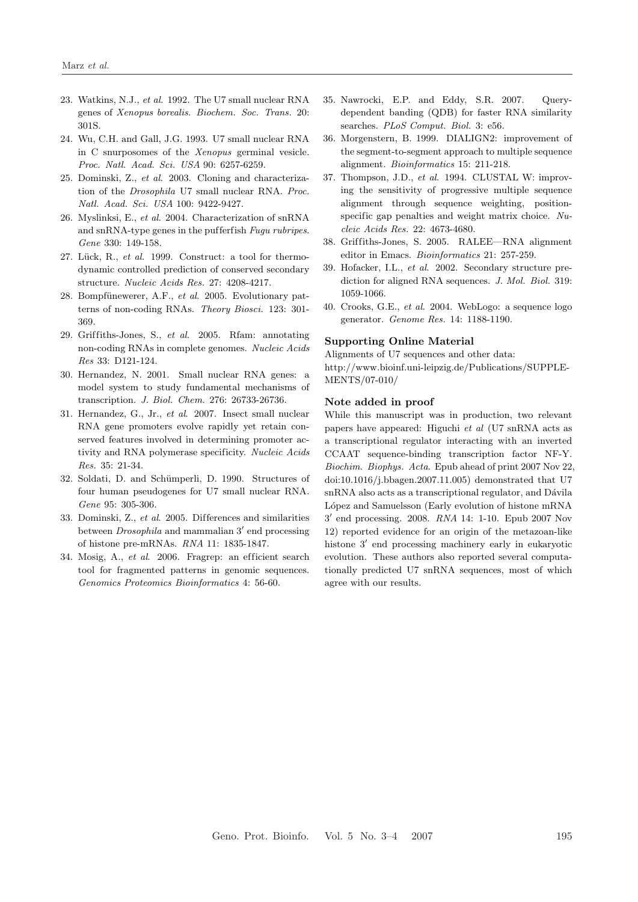23. Watkins, N.J., *et al*. 1992. The U7 small nuclear RNA genes of *Xenopus borealis*. *Biochem. Soc. Trans.* 20: 301S.
24. Wu, C.H. and Gall, J.G. 1993. U7 small nuclear RNA in C snurposomes of the *Xenopus* germinal vesicle. *Proc. Natl. Acad. Sci. USA* 90: 6257-6259.
25. Dominski, Z., *et al*. 2003. Cloning and characterization of the *Drosophila* U7 small nuclear RNA. *Proc. Natl. Acad. Sci. USA* 100: 9422-9427.
26. Myslinksi, E., *et al*. 2004. Characterization of snRNA and snRNA-type genes in the pufferfish *Fugu rubripes*. *Gene* 330: 149-158.
27. Lück, R., *et al*. 1999. Construct: a tool for thermodynamic controlled prediction of conserved secondary structure. *Nucleic Acids Res.* 27: 4208-4217.
28. Bompfünewerer, A.F., *et al*. 2005. Evolutionary patterns of non-coding RNAs. *Theory Biosci.* 123: 301-369.
29. Griffiths-Jones, S., *et al*. 2005. Rfam: annotating non-coding RNAs in complete genomes. *Nucleic Acids Res* 33: D121-124.
30. Hernandez, N. 2001. Small nuclear RNA genes: a model system to study fundamental mechanisms of transcription. *J. Biol. Chem.* 276: 26733-26736.
31. Hernandez, G., Jr., *et al*. 2007. Insect small nuclear RNA gene promoters evolve rapidly yet retain conserved features involved in determining promoter activity and RNA polymerase specificity. *Nucleic Acids Res.* 35: 21-34.
32. Soldati, D. and Schümperli, D. 1990. Structures of four human pseudogenes for U7 small nuclear RNA. *Gene* 95: 305-306.
33. Dominski, Z., *et al*. 2005. Differences and similarities between *Drosophila* and mammalian $3'$ end processing of histone pre-mRNAs. *RNA* 11: 1835-1847.
34. Mosig, A., *et al*. 2006. Fragrep: an efficient search tool for fragmented patterns in genomic sequences. *Genomics Proteomics Bioinformatics* 4: 56-60.
35. Nawrocki, E.P. and Eddy, S.R. 2007. Query-dependent banding (QDB) for faster RNA similarity searches. *PLoS Comput. Biol.* 3: e56.
36. Morgenstern, B. 1999. DIALIGN2: improvement of the segment-to-segment approach to multiple sequence alignment. *Bioinformatics* 15: 211-218.
37. Thompson, J.D., *et al*. 1994. CLUSTAL W: improving the sensitivity of progressive multiple sequence alignment through sequence weighting, position-specific gap penalties and weight matrix choice. *Nucleic Acids Res.* 22: 4673-4680.
38. Griffiths-Jones, S. 2005. RALEE—RNA alignment editor in Emacs. *Bioinformatics* 21: 257-259.
39. Hofacker, I.L., *et al*. 2002. Secondary structure prediction for aligned RNA sequences. *J. Mol. Biol.* 319: 1059-1066.
40. Crooks, G.E., *et al*. 2004. WebLogo: a sequence logo generator. *Genome Res.* 14: 1188-1190.

### Supporting Online Material

Alignments of U7 sequences and other data:
http://www.bioinf.uni-leipzig.de/Publications/SUPPLEMENTS/07-010/

### Note added in proof

While this manuscript was in production, two relevant papers have appeared: Higuchi *et al* (U7 snRNA acts as a transcriptional regulator interacting with an inverted CCAAT sequence-binding transcription factor NF-Y. *Biochim. Biophys. Acta*. Epub ahead of print 2007 Nov 22, doi:10.1016/j.bbagen.2007.11.005) demonstrated that U7 snRNA also acts as a transcriptional regulator, and Dávila López and Samuelsson (Early evolution of histone mRNA $3'$ end processing. 2008. *RNA* 14: 1-10. Epub 2007 Nov 12) reported evidence for an origin of the metazoan-like histone $3'$ end processing machinery early in eukaryotic evolution. These authors also reported several computationally predicted U7 snRNA sequences, most of which agree with our results.